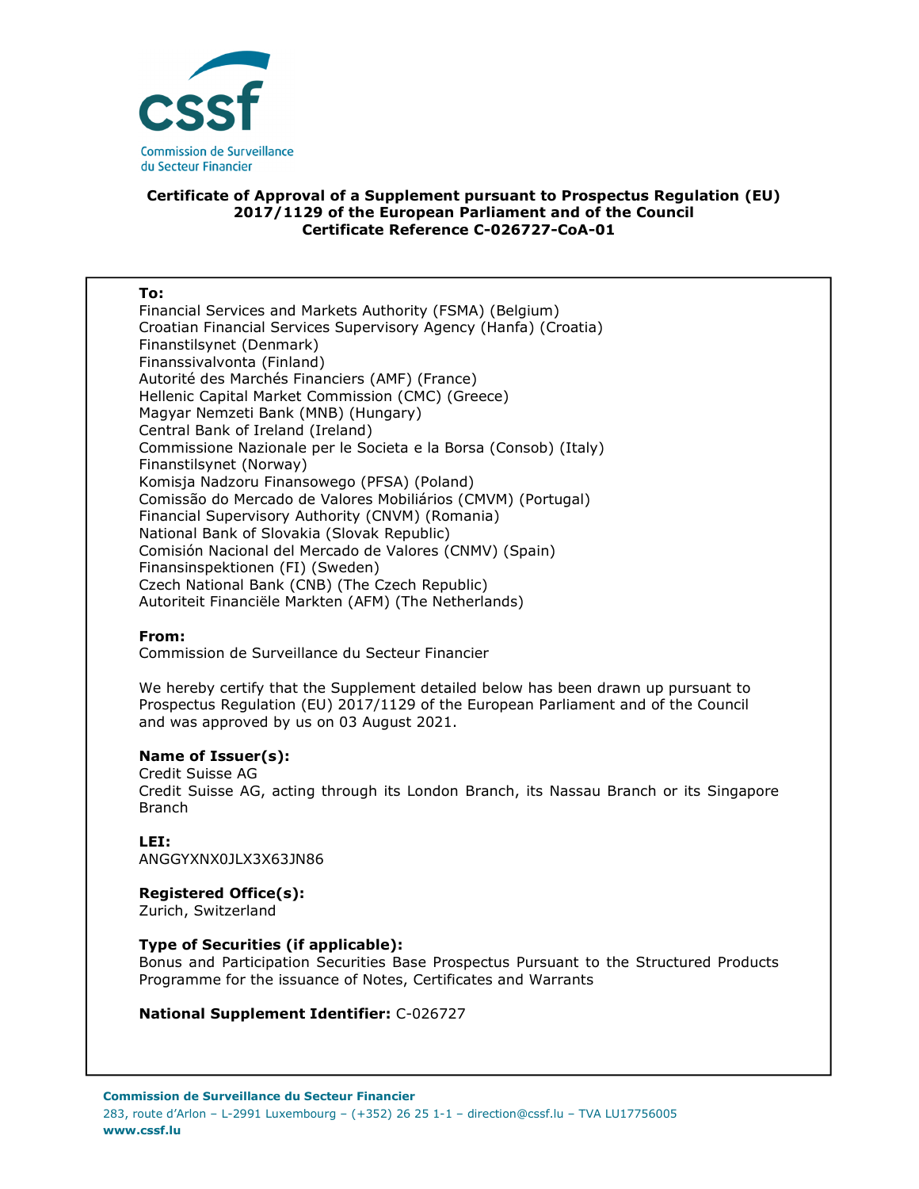Commission de Surveillance du Secteur Financier

**Certificate of Approval of a Supplement pursuant to Prospectus Regulation (EU) 2017/1129 of the European Parliament and of the Council**
**Certificate Reference C-026727-CoA-01**

**To:**
Financial Services and Markets Authority (FSMA) (Belgium)
Croatian Financial Services Supervisory Agency (Hanfa) (Croatia)
Finanstilsynet (Denmark)
Finanssivalvonta (Finland)
Autorité des Marchés Financiers (AMF) (France)
Hellenic Capital Market Commission (CMC) (Greece)
Magyar Nemzeti Bank (MNB) (Hungary)
Central Bank of Ireland (Ireland)
Commissione Nazionale per le Societa e la Borsa (Consob) (Italy)
Finanstilsynet (Norway)
Komisja Nadzoru Finansowego (PFSA) (Poland)
Comissão do Mercado de Valores Mobiliários (CMVM) (Portugal)
Financial Supervisory Authority (CNVM) (Romania)
National Bank of Slovakia (Slovak Republic)
Comisión Nacional del Mercado de Valores (CNMV) (Spain)
Finansinspektionen (FI) (Sweden)
Czech National Bank (CNB) (The Czech Republic)
Autoriteit Financiële Markten (AFM) (The Netherlands)

**From:**
Commission de Surveillance du Secteur Financier

We hereby certify that the Supplement detailed below has been drawn up pursuant to Prospectus Regulation (EU) 2017/1129 of the European Parliament and of the Council and was approved by us on 03 August 2021.

**Name of Issuer(s):**
Credit Suisse AG
Credit Suisse AG, acting through its London Branch, its Nassau Branch or its Singapore Branch

**LEI:**
ANGGYXNX0JLX3X63JN86

**Registered Office(s):**
Zurich, Switzerland

**Type of Securities (if applicable):**
Bonus and Participation Securities Base Prospectus Pursuant to the Structured Products Programme for the issuance of Notes, Certificates and Warrants

**National Supplement Identifier:** C-026727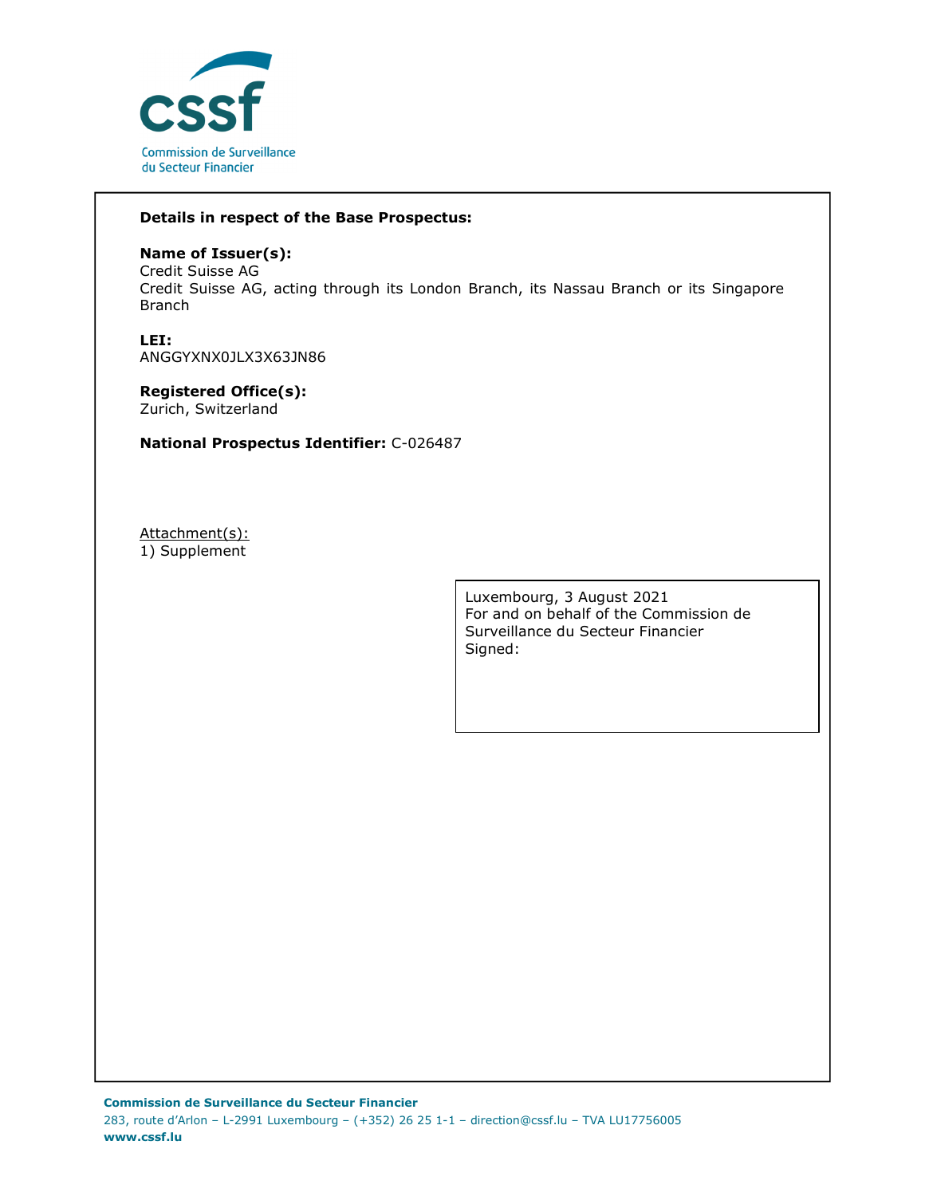Commission de Surveillance du Secteur Financier

**Details in respect of the Base Prospectus:**

**Name of Issuer(s):**
Credit Suisse AG
Credit Suisse AG, acting through its London Branch, its Nassau Branch or its Singapore Branch

**LEI:**
ANGGYXNX0JLX3X63JN86

**Registered Office(s):**
Zurich, Switzerland

**National Prospectus Identifier:** C-026487

Attachment(s):
1) Supplement

Luxembourg, 3 August 2021
For and on behalf of the Commission de Surveillance du Secteur Financier
Signed:

**Commission de Surveillance du Secteur Financier**
283, route d'Arlon – L-2991 Luxembourg – (+352) 26 25 1-1 – direction@cssf.lu – TVA LU17756005
**www.cssf.lu**